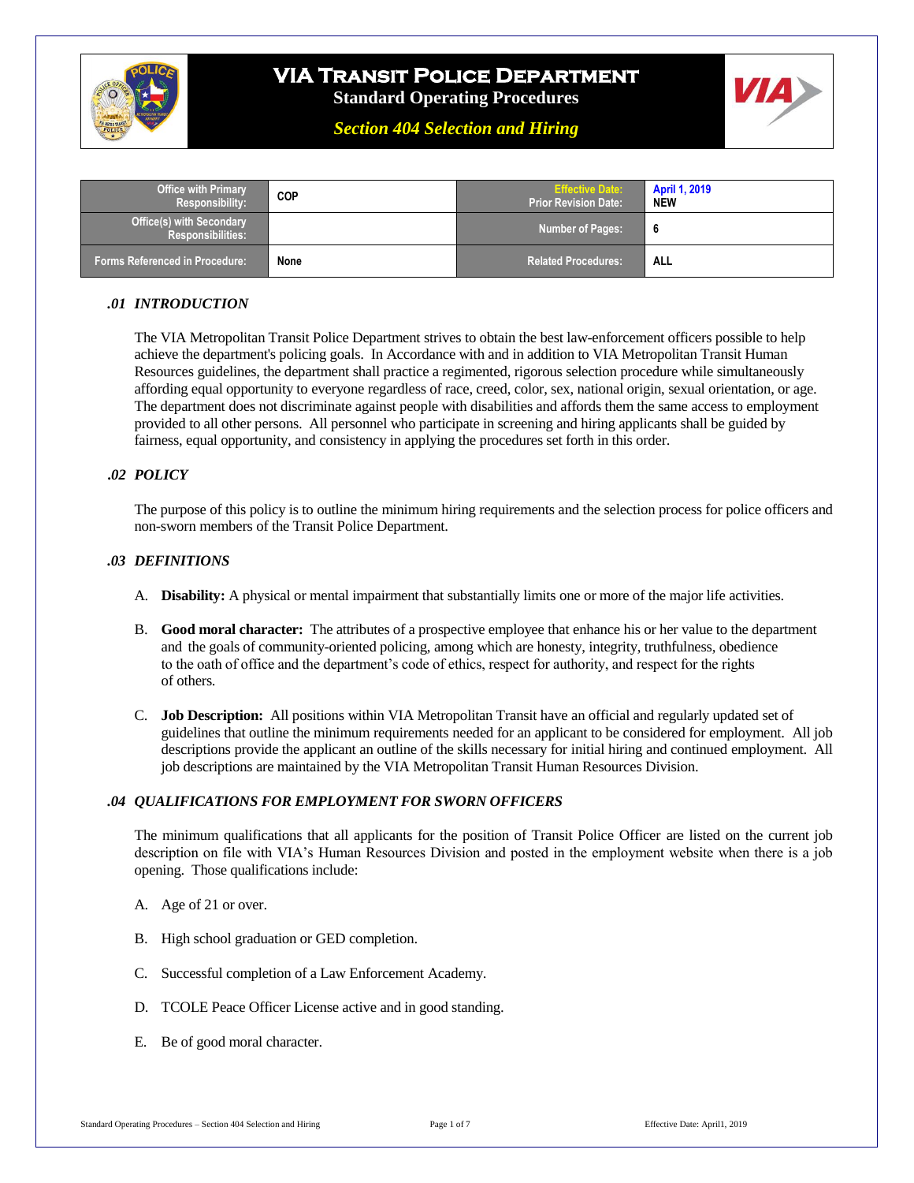# VIA Transit Police Department

**Standard Operating Procedures**

***Section 404 Selection and Hiring***

| | | | |
|---|---|---|---|
| Office with Primary Responsibility: | COP | Effective Date: Prior Revision Date: | April 1, 2019 NEW |
| Office(s) with Secondary Responsibilities: | | Number of Pages: | 6 |
| Forms Referenced in Procedure: | None | Related Procedures: | ALL |

### *.01 INTRODUCTION*

The VIA Metropolitan Transit Police Department strives to obtain the best law-enforcement officers possible to help achieve the department's policing goals. In Accordance with and in addition to VIA Metropolitan Transit Human Resources guidelines, the department shall practice a regimented, rigorous selection procedure while simultaneously affording equal opportunity to everyone regardless of race, creed, color, sex, national origin, sexual orientation, or age. The department does not discriminate against people with disabilities and affords them the same access to employment provided to all other persons. All personnel who participate in screening and hiring applicants shall be guided by fairness, equal opportunity, and consistency in applying the procedures set forth in this order.

### *.02 POLICY*

The purpose of this policy is to outline the minimum hiring requirements and the selection process for police officers and non-sworn members of the Transit Police Department.

### *.03 DEFINITIONS*

A. **Disability:** A physical or mental impairment that substantially limits one or more of the major life activities.

B. **Good moral character:** The attributes of a prospective employee that enhance his or her value to the department and the goals of community-oriented policing, among which are honesty, integrity, truthfulness, obedience to the oath of office and the department's code of ethics, respect for authority, and respect for the rights of others.

C. **Job Description:** All positions within VIA Metropolitan Transit have an official and regularly updated set of guidelines that outline the minimum requirements needed for an applicant to be considered for employment. All job descriptions provide the applicant an outline of the skills necessary for initial hiring and continued employment. All job descriptions are maintained by the VIA Metropolitan Transit Human Resources Division.

### *.04 QUALIFICATIONS FOR EMPLOYMENT FOR SWORN OFFICERS*

The minimum qualifications that all applicants for the position of Transit Police Officer are listed on the current job description on file with VIA's Human Resources Division and posted in the employment website when there is a job opening. Those qualifications include:

A. Age of 21 or over.

B. High school graduation or GED completion.

C. Successful completion of a Law Enforcement Academy.

D. TCOLE Peace Officer License active and in good standing.

E. Be of good moral character.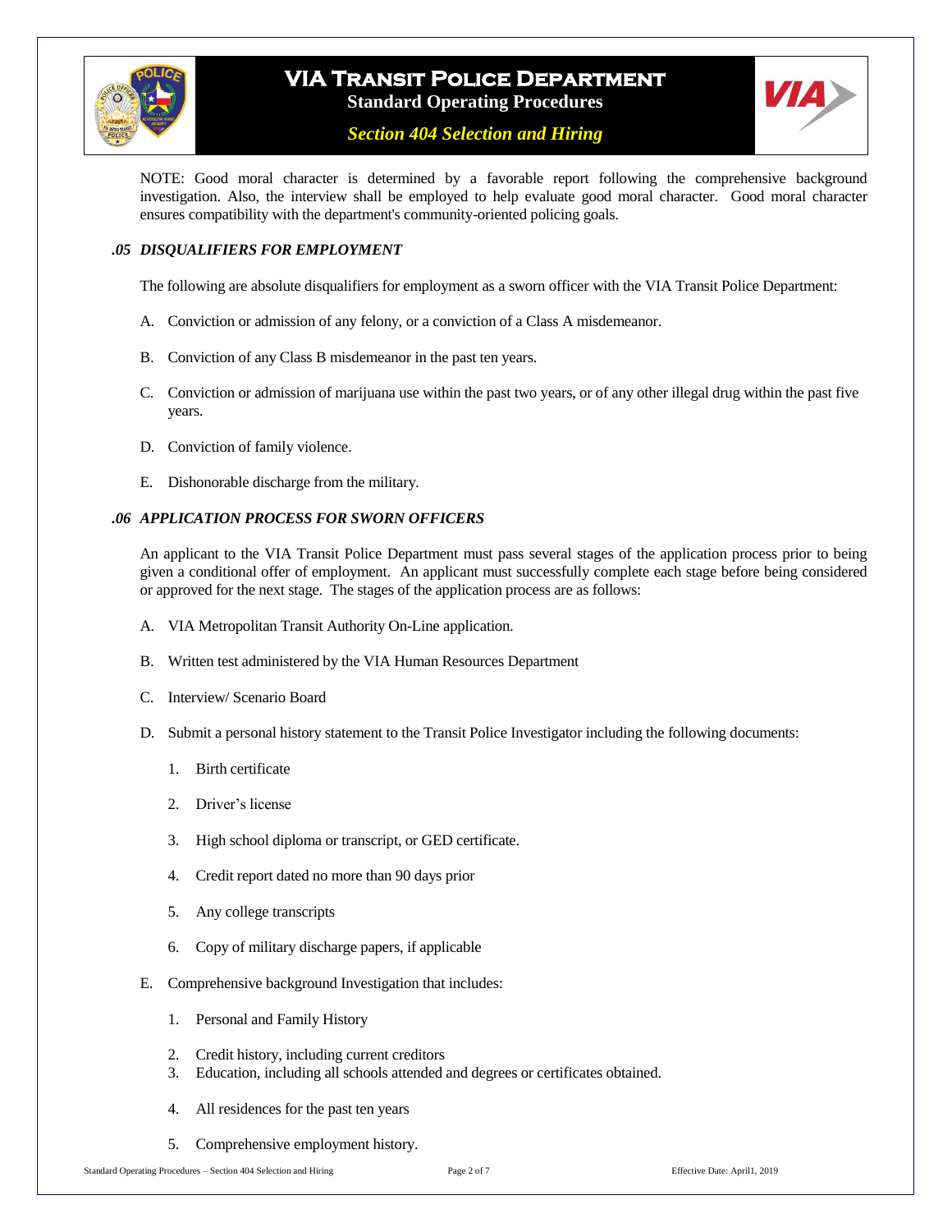NOTE: Good moral character is determined by a favorable report following the comprehensive background investigation. Also, the interview shall be employed to help evaluate good moral character. Good moral character ensures compatibility with the department's community-oriented policing goals.

### *.05 DISQUALIFIERS FOR EMPLOYMENT*

The following are absolute disqualifiers for employment as a sworn officer with the VIA Transit Police Department:

A. Conviction or admission of any felony, or a conviction of a Class A misdemeanor.

B. Conviction of any Class B misdemeanor in the past ten years.

C. Conviction or admission of marijuana use within the past two years, or of any other illegal drug within the past five years.

D. Conviction of family violence.

E. Dishonorable discharge from the military.

### *.06 APPLICATION PROCESS FOR SWORN OFFICERS*

An applicant to the VIA Transit Police Department must pass several stages of the application process prior to being given a conditional offer of employment. An applicant must successfully complete each stage before being considered or approved for the next stage. The stages of the application process are as follows:

A. VIA Metropolitan Transit Authority On-Line application.

B. Written test administered by the VIA Human Resources Department

C. Interview/ Scenario Board

D. Submit a personal history statement to the Transit Police Investigator including the following documents:

   1. Birth certificate
   2. Driver's license
   3. High school diploma or transcript, or GED certificate.
   4. Credit report dated no more than 90 days prior
   5. Any college transcripts
   6. Copy of military discharge papers, if applicable

E. Comprehensive background Investigation that includes:

   1. Personal and Family History
   2. Credit history, including current creditors
   3. Education, including all schools attended and degrees or certificates obtained.
   4. All residences for the past ten years
   5. Comprehensive employment history.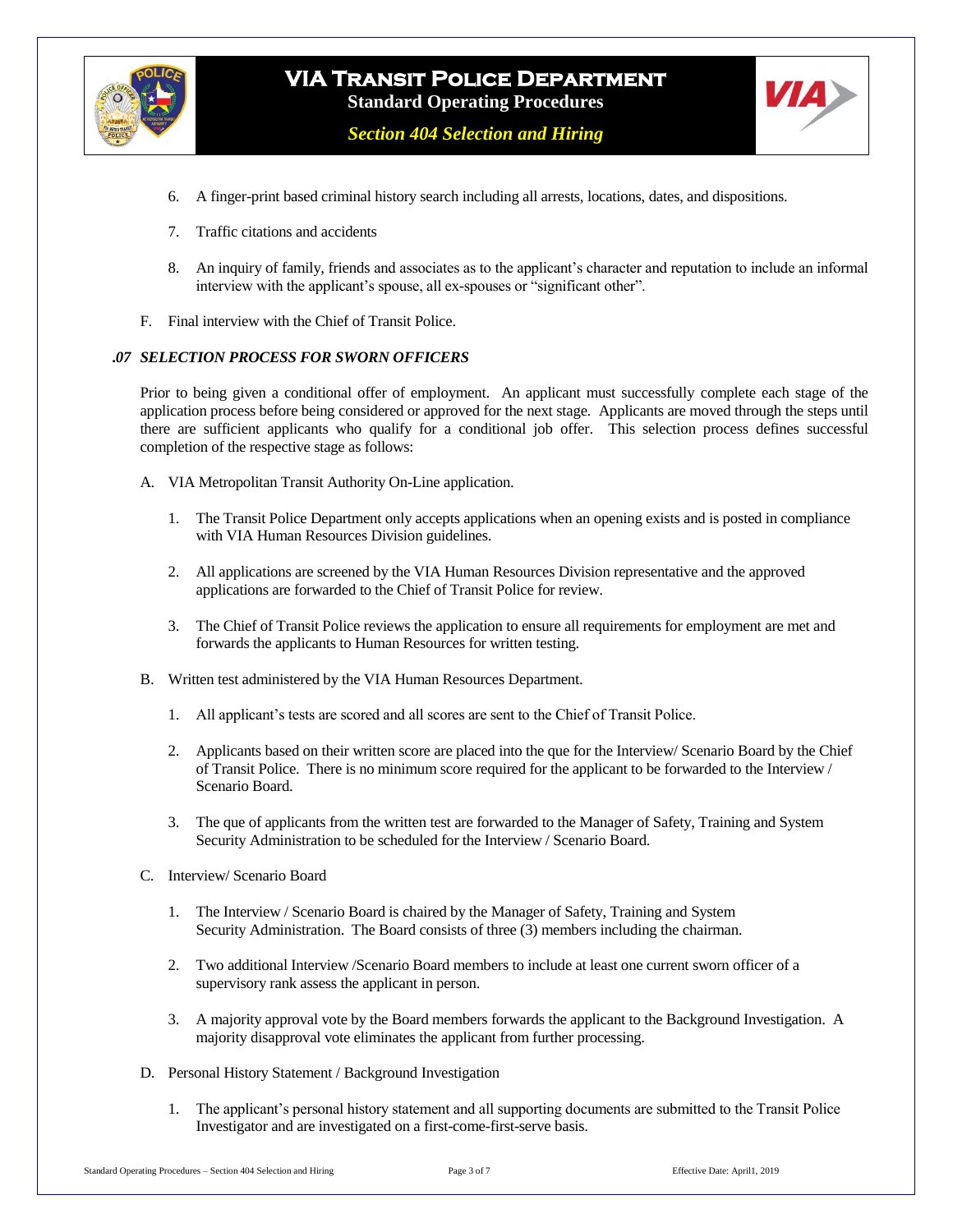6. A finger-print based criminal history search including all arrests, locations, dates, and dispositions.

7. Traffic citations and accidents

8. An inquiry of family, friends and associates as to the applicant's character and reputation to include an informal interview with the applicant's spouse, all ex-spouses or "significant other".

F. Final interview with the Chief of Transit Police.

### *.07 SELECTION PROCESS FOR SWORN OFFICERS*

Prior to being given a conditional offer of employment. An applicant must successfully complete each stage of the application process before being considered or approved for the next stage. Applicants are moved through the steps until there are sufficient applicants who qualify for a conditional job offer. This selection process defines successful completion of the respective stage as follows:

A. VIA Metropolitan Transit Authority On-Line application.

1. The Transit Police Department only accepts applications when an opening exists and is posted in compliance with VIA Human Resources Division guidelines.

2. All applications are screened by the VIA Human Resources Division representative and the approved applications are forwarded to the Chief of Transit Police for review.

3. The Chief of Transit Police reviews the application to ensure all requirements for employment are met and forwards the applicants to Human Resources for written testing.

B. Written test administered by the VIA Human Resources Department.

1. All applicant's tests are scored and all scores are sent to the Chief of Transit Police.

2. Applicants based on their written score are placed into the que for the Interview/ Scenario Board by the Chief of Transit Police. There is no minimum score required for the applicant to be forwarded to the Interview / Scenario Board.

3. The que of applicants from the written test are forwarded to the Manager of Safety, Training and System Security Administration to be scheduled for the Interview / Scenario Board.

C. Interview/ Scenario Board

1. The Interview / Scenario Board is chaired by the Manager of Safety, Training and System Security Administration. The Board consists of three (3) members including the chairman.

2. Two additional Interview /Scenario Board members to include at least one current sworn officer of a supervisory rank assess the applicant in person.

3. A majority approval vote by the Board members forwards the applicant to the Background Investigation. A majority disapproval vote eliminates the applicant from further processing.

D. Personal History Statement / Background Investigation

1. The applicant's personal history statement and all supporting documents are submitted to the Transit Police Investigator and are investigated on a first-come-first-serve basis.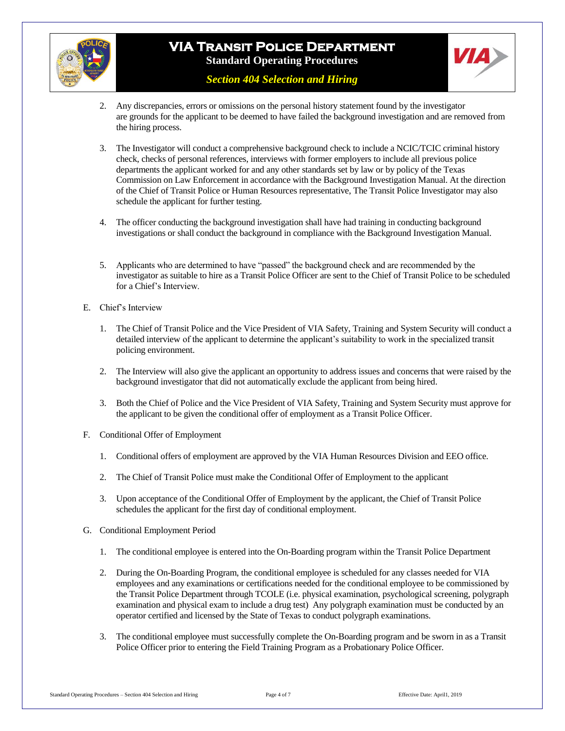2. Any discrepancies, errors or omissions on the personal history statement found by the investigator are grounds for the applicant to be deemed to have failed the background investigation and are removed from the hiring process.

3. The Investigator will conduct a comprehensive background check to include a NCIC/TCIC criminal history check, checks of personal references, interviews with former employers to include all previous police departments the applicant worked for and any other standards set by law or by policy of the Texas Commission on Law Enforcement in accordance with the Background Investigation Manual. At the direction of the Chief of Transit Police or Human Resources representative, The Transit Police Investigator may also schedule the applicant for further testing.

4. The officer conducting the background investigation shall have had training in conducting background investigations or shall conduct the background in compliance with the Background Investigation Manual.

5. Applicants who are determined to have "passed" the background check and are recommended by the investigator as suitable to hire as a Transit Police Officer are sent to the Chief of Transit Police to be scheduled for a Chief's Interview.

E. Chief's Interview

1. The Chief of Transit Police and the Vice President of VIA Safety, Training and System Security will conduct a detailed interview of the applicant to determine the applicant's suitability to work in the specialized transit policing environment.

2. The Interview will also give the applicant an opportunity to address issues and concerns that were raised by the background investigator that did not automatically exclude the applicant from being hired.

3. Both the Chief of Police and the Vice President of VIA Safety, Training and System Security must approve for the applicant to be given the conditional offer of employment as a Transit Police Officer.

F. Conditional Offer of Employment

1. Conditional offers of employment are approved by the VIA Human Resources Division and EEO office.

2. The Chief of Transit Police must make the Conditional Offer of Employment to the applicant

3. Upon acceptance of the Conditional Offer of Employment by the applicant, the Chief of Transit Police schedules the applicant for the first day of conditional employment.

G. Conditional Employment Period

1. The conditional employee is entered into the On-Boarding program within the Transit Police Department

2. During the On-Boarding Program, the conditional employee is scheduled for any classes needed for VIA employees and any examinations or certifications needed for the conditional employee to be commissioned by the Transit Police Department through TCOLE (i.e. physical examination, psychological screening, polygraph examination and physical exam to include a drug test) Any polygraph examination must be conducted by an operator certified and licensed by the State of Texas to conduct polygraph examinations.

3. The conditional employee must successfully complete the On-Boarding program and be sworn in as a Transit Police Officer prior to entering the Field Training Program as a Probationary Police Officer.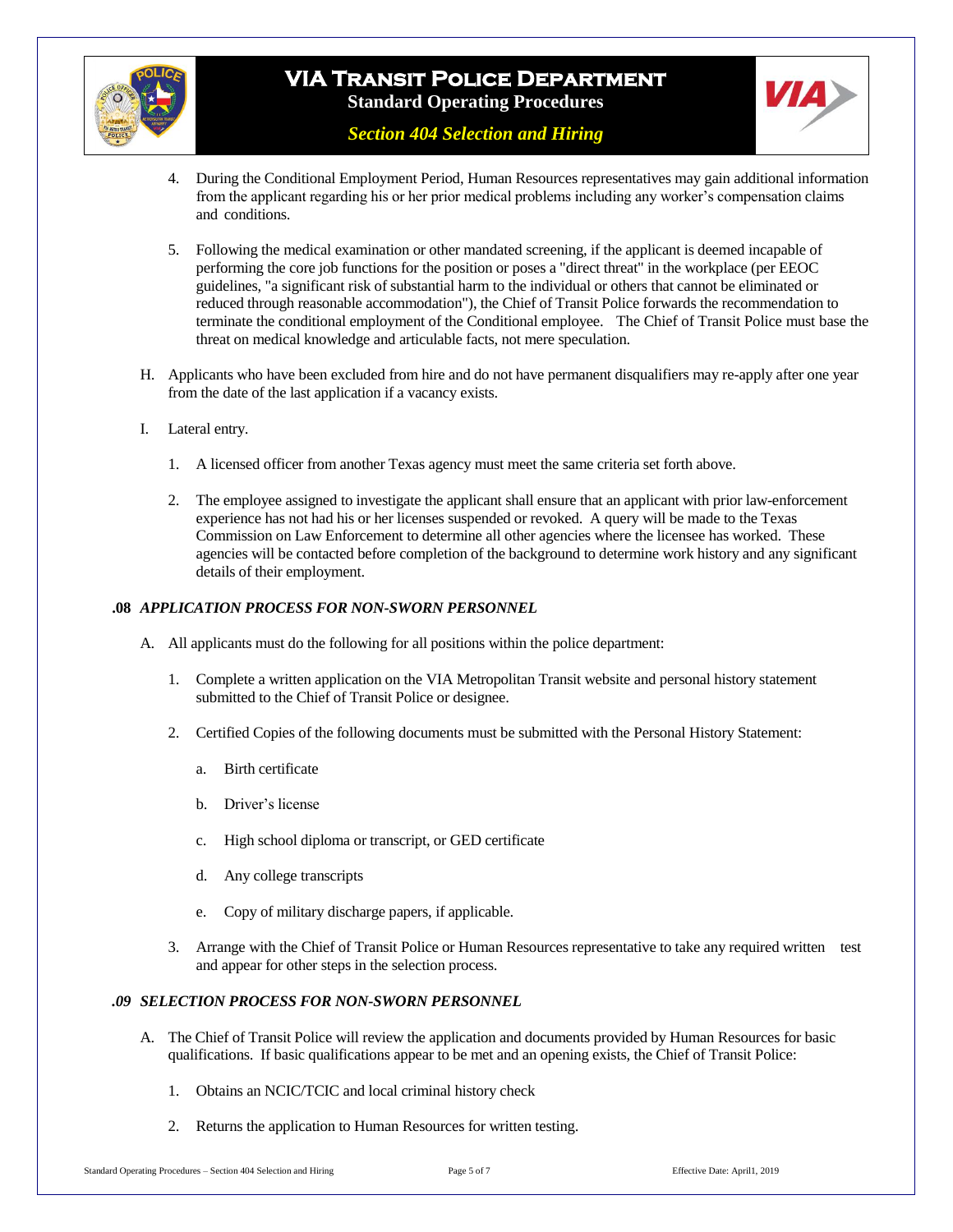4. During the Conditional Employment Period, Human Resources representatives may gain additional information from the applicant regarding his or her prior medical problems including any worker's compensation claims and conditions.

5. Following the medical examination or other mandated screening, if the applicant is deemed incapable of performing the core job functions for the position or poses a "direct threat" in the workplace (per EEOC guidelines, "a significant risk of substantial harm to the individual or others that cannot be eliminated or reduced through reasonable accommodation"), the Chief of Transit Police forwards the recommendation to terminate the conditional employment of the Conditional employee. The Chief of Transit Police must base the threat on medical knowledge and articulable facts, not mere speculation.

H. Applicants who have been excluded from hire and do not have permanent disqualifiers may re-apply after one year from the date of the last application if a vacancy exists.

I. Lateral entry.

1. A licensed officer from another Texas agency must meet the same criteria set forth above.

2. The employee assigned to investigate the applicant shall ensure that an applicant with prior law-enforcement experience has not had his or her licenses suspended or revoked. A query will be made to the Texas Commission on Law Enforcement to determine all other agencies where the licensee has worked. These agencies will be contacted before completion of the background to determine work history and any significant details of their employment.

### .08 *APPLICATION PROCESS FOR NON-SWORN PERSONNEL*

A. All applicants must do the following for all positions within the police department:

1. Complete a written application on the VIA Metropolitan Transit website and personal history statement submitted to the Chief of Transit Police or designee.

2. Certified Copies of the following documents must be submitted with the Personal History Statement:

   a. Birth certificate

   b. Driver's license

   c. High school diploma or transcript, or GED certificate

   d. Any college transcripts

   e. Copy of military discharge papers, if applicable.

3. Arrange with the Chief of Transit Police or Human Resources representative to take any required written test and appear for other steps in the selection process.

### *.09 SELECTION PROCESS FOR NON-SWORN PERSONNEL*

A. The Chief of Transit Police will review the application and documents provided by Human Resources for basic qualifications. If basic qualifications appear to be met and an opening exists, the Chief of Transit Police:

1. Obtains an NCIC/TCIC and local criminal history check

2. Returns the application to Human Resources for written testing.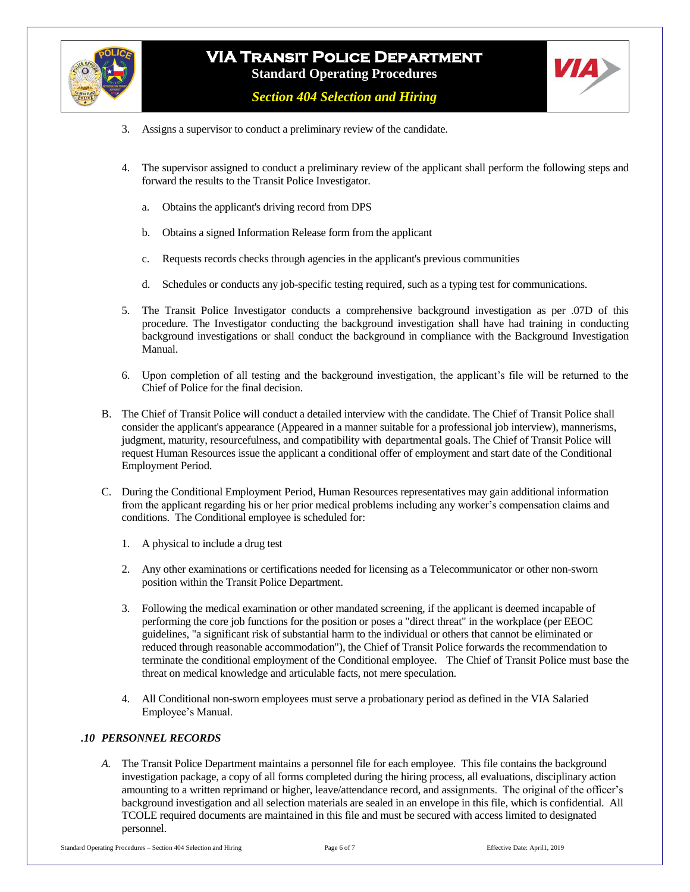3. Assigns a supervisor to conduct a preliminary review of the candidate.

4. The supervisor assigned to conduct a preliminary review of the applicant shall perform the following steps and forward the results to the Transit Police Investigator.

   a. Obtains the applicant's driving record from DPS

   b. Obtains a signed Information Release form from the applicant

   c. Requests records checks through agencies in the applicant's previous communities

   d. Schedules or conducts any job-specific testing required, such as a typing test for communications.

5. The Transit Police Investigator conducts a comprehensive background investigation as per .07D of this procedure. The Investigator conducting the background investigation shall have had training in conducting background investigations or shall conduct the background in compliance with the Background Investigation Manual.

6. Upon completion of all testing and the background investigation, the applicant's file will be returned to the Chief of Police for the final decision.

B. The Chief of Transit Police will conduct a detailed interview with the candidate. The Chief of Transit Police shall consider the applicant's appearance (Appeared in a manner suitable for a professional job interview), mannerisms, judgment, maturity, resourcefulness, and compatibility with departmental goals. The Chief of Transit Police will request Human Resources issue the applicant a conditional offer of employment and start date of the Conditional Employment Period.

C. During the Conditional Employment Period, Human Resources representatives may gain additional information from the applicant regarding his or her prior medical problems including any worker's compensation claims and conditions. The Conditional employee is scheduled for:

1. A physical to include a drug test

2. Any other examinations or certifications needed for licensing as a Telecommunicator or other non-sworn position within the Transit Police Department.

3. Following the medical examination or other mandated screening, if the applicant is deemed incapable of performing the core job functions for the position or poses a "direct threat" in the workplace (per EEOC guidelines, "a significant risk of substantial harm to the individual or others that cannot be eliminated or reduced through reasonable accommodation"), the Chief of Transit Police forwards the recommendation to terminate the conditional employment of the Conditional employee. The Chief of Transit Police must base the threat on medical knowledge and articulable facts, not mere speculation.

4. All Conditional non-sworn employees must serve a probationary period as defined in the VIA Salaried Employee's Manual.

### *.10 PERSONNEL RECORDS*

*A.* The Transit Police Department maintains a personnel file for each employee. This file contains the background investigation package, a copy of all forms completed during the hiring process, all evaluations, disciplinary action amounting to a written reprimand or higher, leave/attendance record, and assignments. The original of the officer's background investigation and all selection materials are sealed in an envelope in this file, which is confidential. All TCOLE required documents are maintained in this file and must be secured with access limited to designated personnel.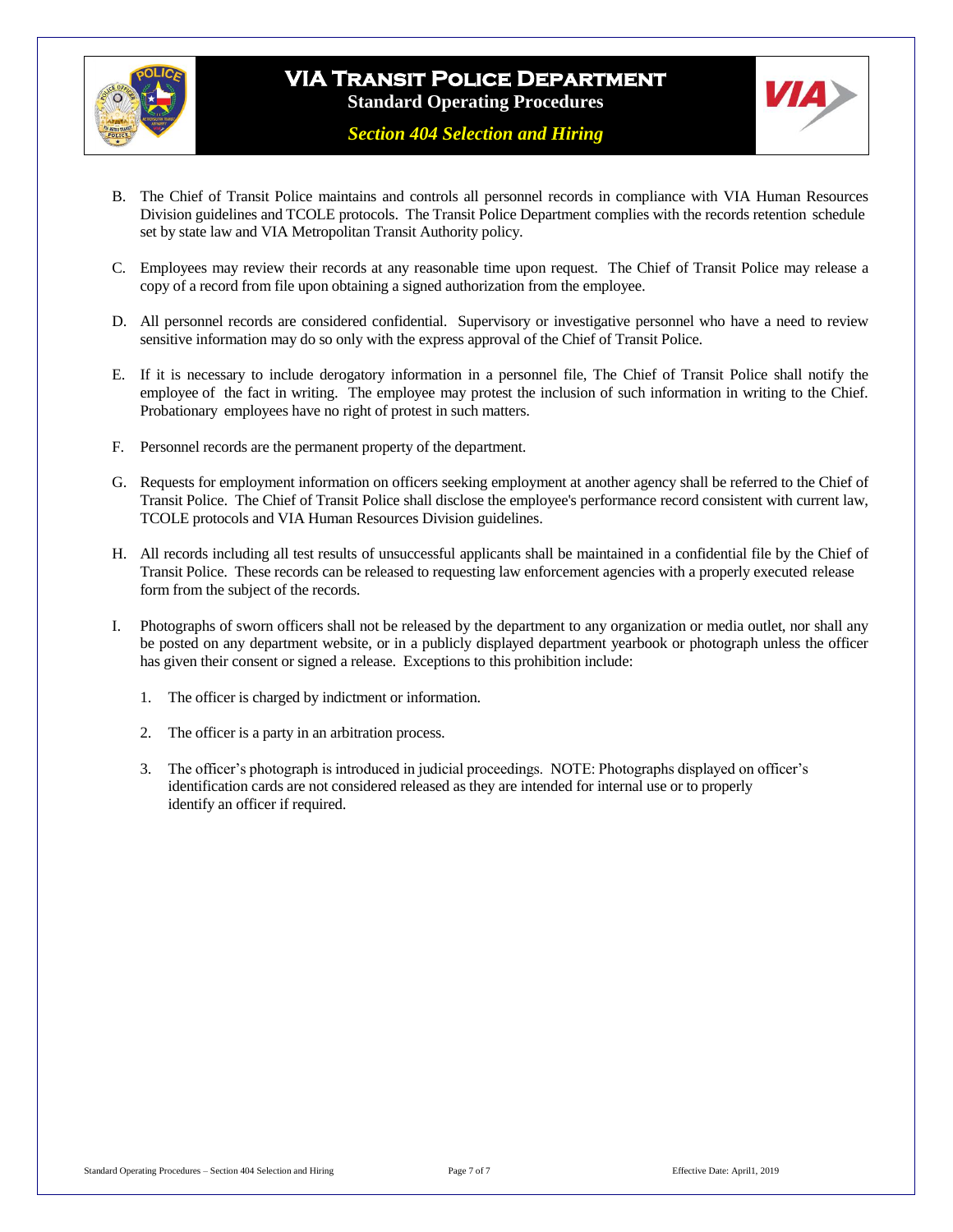B. The Chief of Transit Police maintains and controls all personnel records in compliance with VIA Human Resources Division guidelines and TCOLE protocols. The Transit Police Department complies with the records retention schedule set by state law and VIA Metropolitan Transit Authority policy.

C. Employees may review their records at any reasonable time upon request. The Chief of Transit Police may release a copy of a record from file upon obtaining a signed authorization from the employee.

D. All personnel records are considered confidential. Supervisory or investigative personnel who have a need to review sensitive information may do so only with the express approval of the Chief of Transit Police.

E. If it is necessary to include derogatory information in a personnel file, The Chief of Transit Police shall notify the employee of the fact in writing. The employee may protest the inclusion of such information in writing to the Chief. Probationary employees have no right of protest in such matters.

F. Personnel records are the permanent property of the department.

G. Requests for employment information on officers seeking employment at another agency shall be referred to the Chief of Transit Police. The Chief of Transit Police shall disclose the employee's performance record consistent with current law, TCOLE protocols and VIA Human Resources Division guidelines.

H. All records including all test results of unsuccessful applicants shall be maintained in a confidential file by the Chief of Transit Police. These records can be released to requesting law enforcement agencies with a properly executed release form from the subject of the records.

I. Photographs of sworn officers shall not be released by the department to any organization or media outlet, nor shall any be posted on any department website, or in a publicly displayed department yearbook or photograph unless the officer has given their consent or signed a release. Exceptions to this prohibition include:

   1. The officer is charged by indictment or information.

   2. The officer is a party in an arbitration process.

   3. The officer's photograph is introduced in judicial proceedings. NOTE: Photographs displayed on officer's identification cards are not considered released as they are intended for internal use or to properly identify an officer if required.